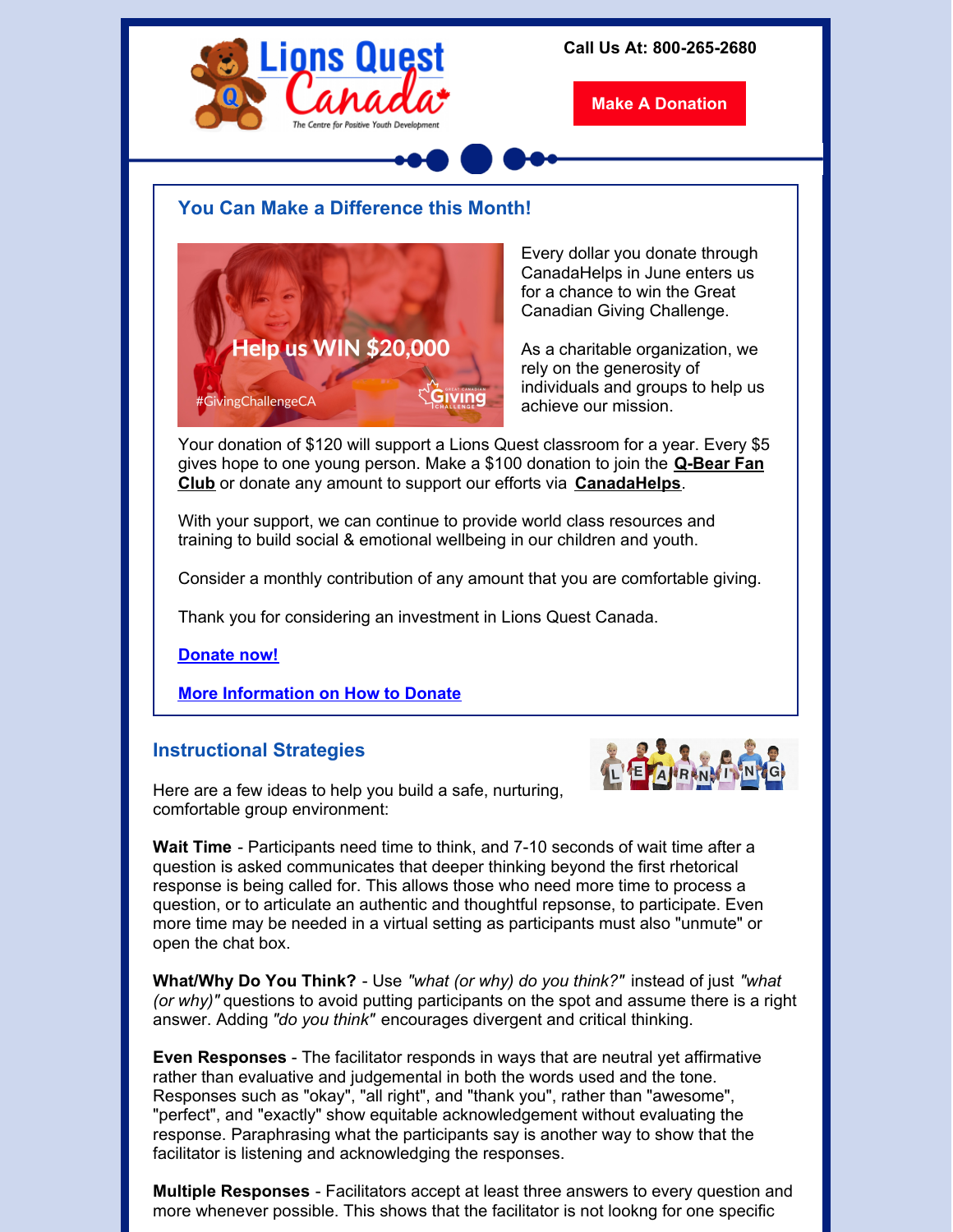Lions Quest Canada

The Centre for Positive Youth Development

Call Us At: 800-265-2680

Make A Donation

## You Can Make a Difference this Month!

Help us WIN $20,000

#GivingChallengeCA

Every dollar you donate through CanadaHelps in June enters us for a chance to win the Great Canadian Giving Challenge.

As a charitable organization, we rely on the generosity of individuals and groups to help us achieve our mission.

Your donation of $120 will support a Lions Quest classroom for a year. Every $5 gives hope to one young person. Make a $100 donation to join the **Q-Bear Fan Club** or donate any amount to support our efforts via **CanadaHelps**.

With your support, we can continue to provide world class resources and training to build social & emotional wellbeing in our children and youth.

Consider a monthly contribution of any amount that you are comfortable giving.

Thank you for considering an investment in Lions Quest Canada.

**Donate now!**

**More Information on How to Donate**

## Instructional Strategies

Here are a few ideas to help you build a safe, nurturing, comfortable group environment:

**Wait Time** - Participants need time to think, and 7-10 seconds of wait time after a question is asked communicates that deeper thinking beyond the first rhetorical response is being called for. This allows those who need more time to process a question, or to articulate an authentic and thoughtful repsonse, to participate. Even more time may be needed in a virtual setting as participants must also "unmute" or open the chat box.

**What/Why Do You Think?** - Use *"what (or why) do you think?"* instead of just *"what (or why)"* questions to avoid putting participants on the spot and assume there is a right answer. Adding *"do you think"* encourages divergent and critical thinking.

**Even Responses** - The facilitator responds in ways that are neutral yet affirmative rather than evaluative and judgemental in both the words used and the tone. Responses such as "okay", "all right", and "thank you", rather than "awesome", "perfect", and "exactly" show equitable acknowledgement without evaluating the response. Paraphrasing what the participants say is another way to show that the facilitator is listening and acknowledging the responses.

**Multiple Responses** - Facilitators accept at least three answers to every question and more whenever possible. This shows that the facilitator is not lookng for one specific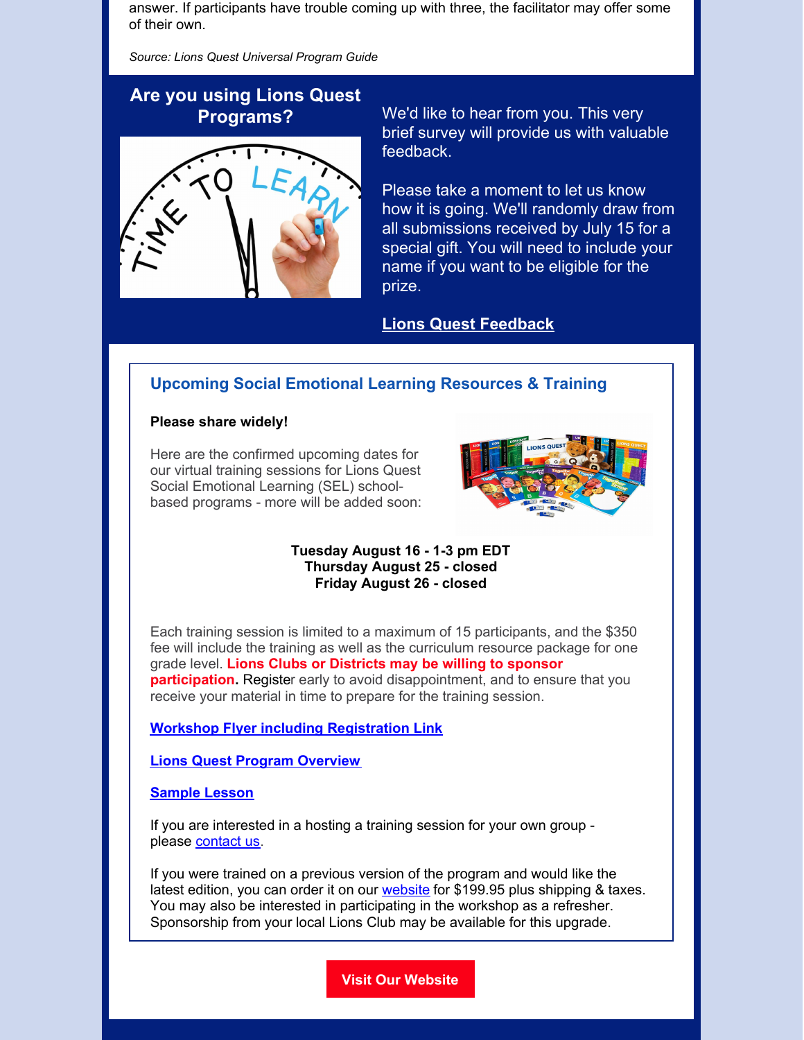answer. If participants have trouble coming up with three, the facilitator may offer some of their own.

*Source: Lions Quest Universal Program Guide*

## Are you using Lions Quest Programs?

We'd like to hear from you. This very brief survey will provide us with valuable feedback.

Please take a moment to let us know how it is going. We'll randomly draw from all submissions received by July 15 for a special gift. You will need to include your name if you want to be eligible for the prize.

**Lions Quest Feedback**

## Upcoming Social Emotional Learning Resources & Training

**Please share widely!**

Here are the confirmed upcoming dates for our virtual training sessions for Lions Quest Social Emotional Learning (SEL) school-based programs - more will be added soon:

**Tuesday August 16 - 1-3 pm EDT**
**Thursday August 25 - closed**
**Friday August 26 - closed**

Each training session is limited to a maximum of 15 participants, and the $350 fee will include the training as well as the curriculum resource package for one grade level. **Lions Clubs or Districts may be willing to sponsor participation.** Register early to avoid disappointment, and to ensure that you receive your material in time to prepare for the training session.

**Workshop Flyer including Registration Link**

**Lions Quest Program Overview**

**Sample Lesson**

If you are interested in a hosting a training session for your own group - please contact us.

If you were trained on a previous version of the program and would like the latest edition, you can order it on our website for $199.95 plus shipping & taxes. You may also be interested in participating in the workshop as a refresher. Sponsorship from your local Lions Club may be available for this upgrade.

**Visit Our Website**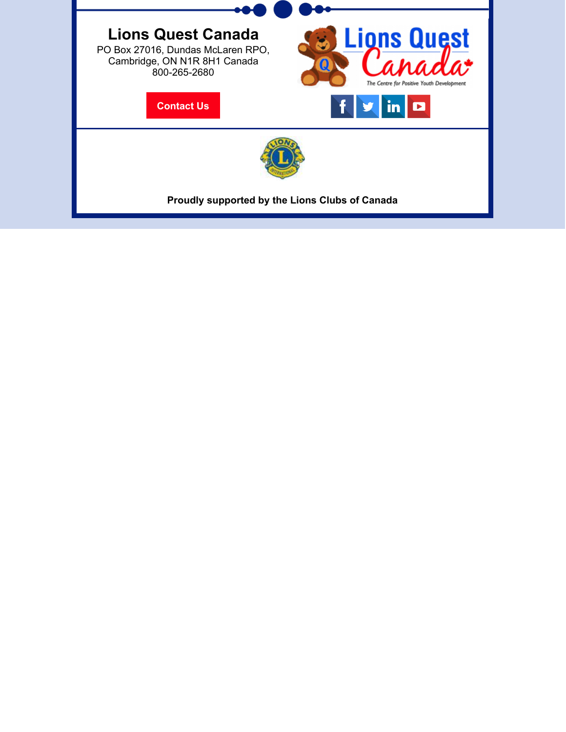## Lions Quest Canada

PO Box 27016, Dundas McLaren RPO,
Cambridge, ON N1R 8H1 Canada
800-265-2680

Contact Us

**Proudly supported by the Lions Clubs of Canada**